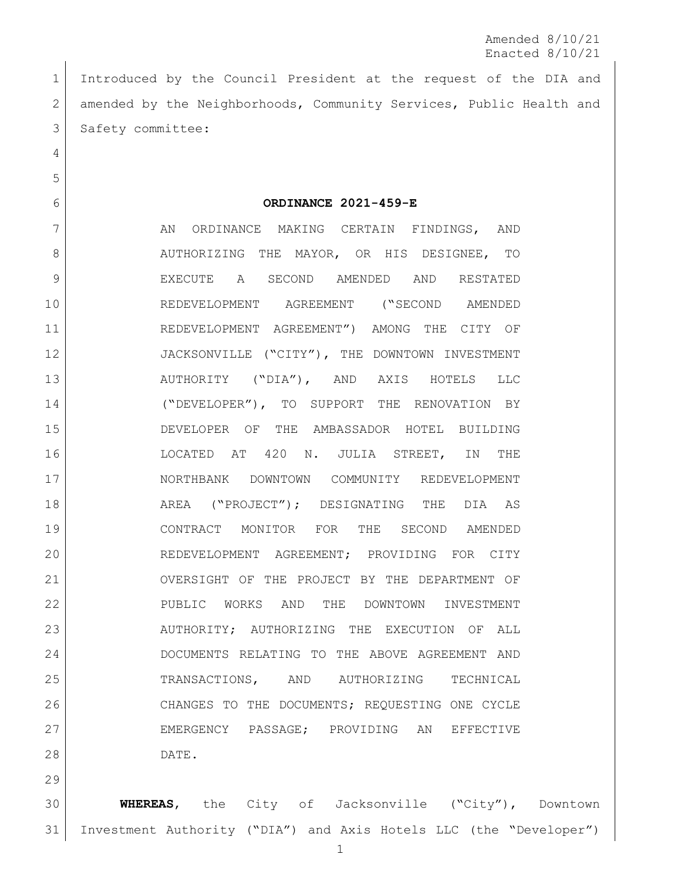Amended 8/10/21
Enacted 8/10/21

Introduced by the Council President at the request of the DIA and amended by the Neighborhoods, Community Services, Public Health and Safety committee:

**ORDINANCE 2021-459-E**

AN ORDINANCE MAKING CERTAIN FINDINGS, AND AUTHORIZING THE MAYOR, OR HIS DESIGNEE, TO EXECUTE A SECOND AMENDED AND RESTATED REDEVELOPMENT AGREEMENT ("SECOND AMENDED REDEVELOPMENT AGREEMENT") AMONG THE CITY OF JACKSONVILLE ("CITY"), THE DOWNTOWN INVESTMENT AUTHORITY ("DIA"), AND AXIS HOTELS LLC ("DEVELOPER"), TO SUPPORT THE RENOVATION BY DEVELOPER OF THE AMBASSADOR HOTEL BUILDING LOCATED AT 420 N. JULIA STREET, IN THE NORTHBANK DOWNTOWN COMMUNITY REDEVELOPMENT AREA ("PROJECT"); DESIGNATING THE DIA AS CONTRACT MONITOR FOR THE SECOND AMENDED REDEVELOPMENT AGREEMENT; PROVIDING FOR CITY OVERSIGHT OF THE PROJECT BY THE DEPARTMENT OF PUBLIC WORKS AND THE DOWNTOWN INVESTMENT AUTHORITY; AUTHORIZING THE EXECUTION OF ALL DOCUMENTS RELATING TO THE ABOVE AGREEMENT AND TRANSACTIONS, AND AUTHORIZING TECHNICAL CHANGES TO THE DOCUMENTS; REQUESTING ONE CYCLE EMERGENCY PASSAGE; PROVIDING AN EFFECTIVE DATE.

**WHEREAS**, the City of Jacksonville ("City"), Downtown Investment Authority ("DIA") and Axis Hotels LLC (the "Developer")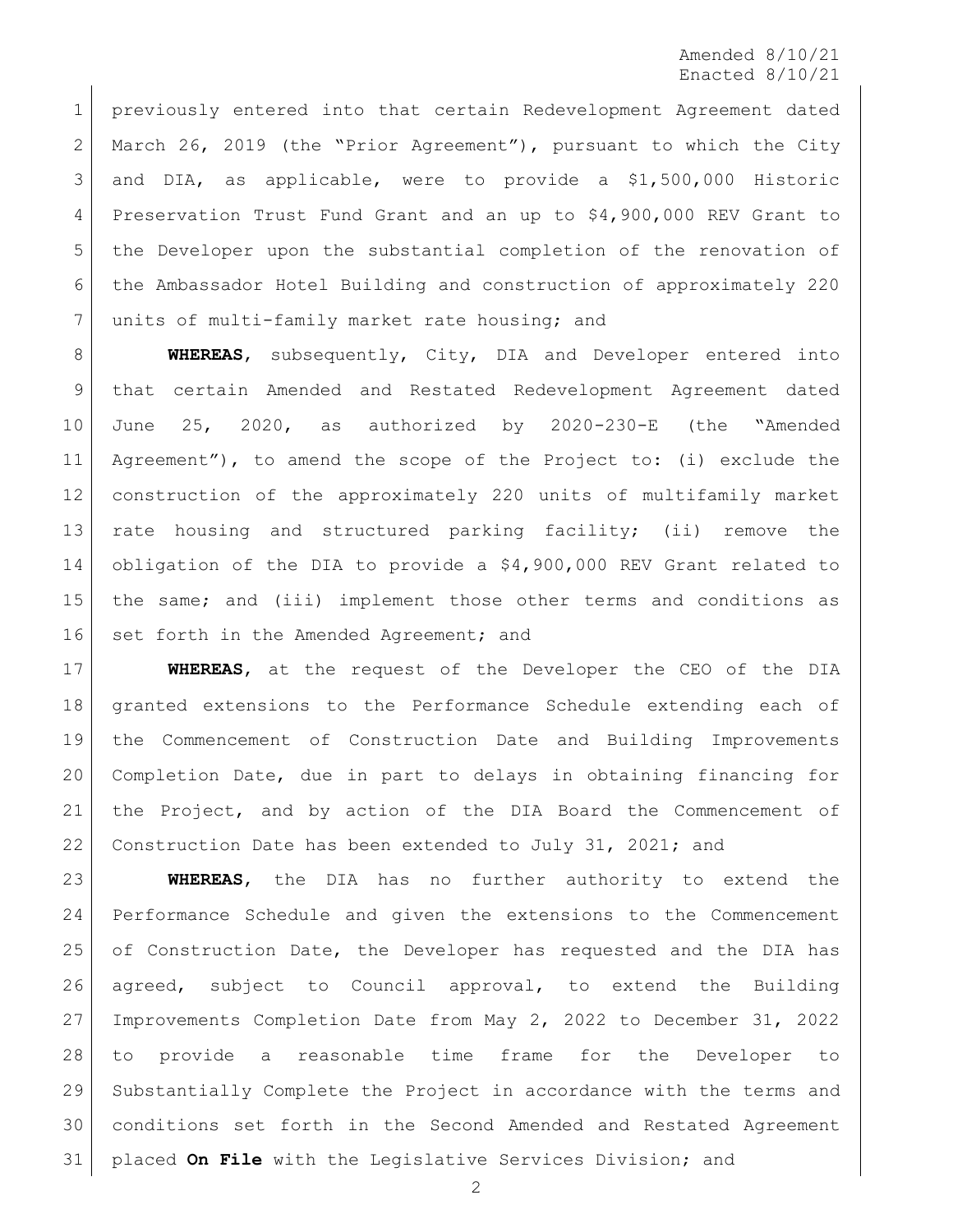previously entered into that certain Redevelopment Agreement dated March 26, 2019 (the "Prior Agreement"), pursuant to which the City and DIA, as applicable, were to provide a $1,500,000 Historic Preservation Trust Fund Grant and an up to $4,900,000 REV Grant to the Developer upon the substantial completion of the renovation of the Ambassador Hotel Building and construction of approximately 220 units of multi-family market rate housing; and

**WHEREAS**, subsequently, City, DIA and Developer entered into that certain Amended and Restated Redevelopment Agreement dated June 25, 2020, as authorized by 2020-230-E (the "Amended Agreement"), to amend the scope of the Project to: (i) exclude the construction of the approximately 220 units of multifamily market rate housing and structured parking facility; (ii) remove the obligation of the DIA to provide a $4,900,000 REV Grant related to the same; and (iii) implement those other terms and conditions as set forth in the Amended Agreement; and

**WHEREAS**, at the request of the Developer the CEO of the DIA granted extensions to the Performance Schedule extending each of the Commencement of Construction Date and Building Improvements Completion Date, due in part to delays in obtaining financing for the Project, and by action of the DIA Board the Commencement of Construction Date has been extended to July 31, 2021; and

**WHEREAS**, the DIA has no further authority to extend the Performance Schedule and given the extensions to the Commencement of Construction Date, the Developer has requested and the DIA has agreed, subject to Council approval, to extend the Building Improvements Completion Date from May 2, 2022 to December 31, 2022 to provide a reasonable time frame for the Developer to Substantially Complete the Project in accordance with the terms and conditions set forth in the Second Amended and Restated Agreement placed **On File** with the Legislative Services Division; and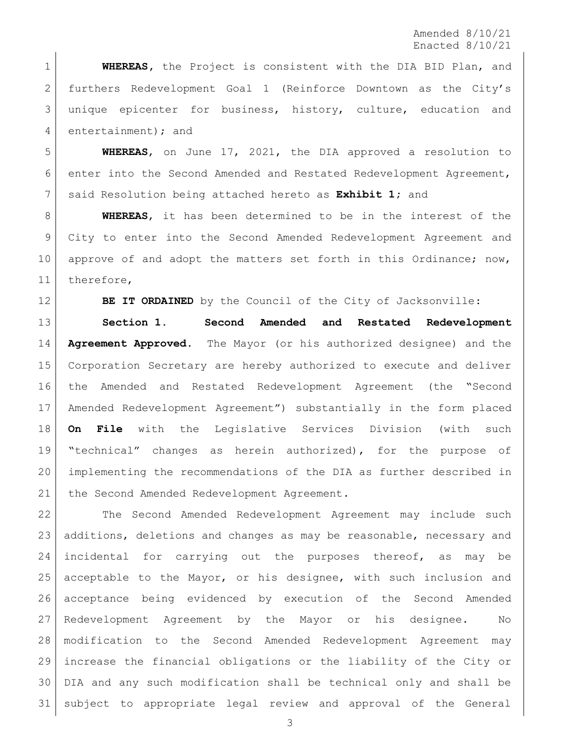**WHEREAS**, the Project is consistent with the DIA BID Plan, and furthers Redevelopment Goal 1 (Reinforce Downtown as the City's unique epicenter for business, history, culture, education and entertainment); and

**WHEREAS**, on June 17, 2021, the DIA approved a resolution to enter into the Second Amended and Restated Redevelopment Agreement, said Resolution being attached hereto as **Exhibit 1**; and

**WHEREAS**, it has been determined to be in the interest of the City to enter into the Second Amended Redevelopment Agreement and approve of and adopt the matters set forth in this Ordinance; now, therefore,

**BE IT ORDAINED** by the Council of the City of Jacksonville:

**Section 1. Second Amended and Restated Redevelopment Agreement Approved.** The Mayor (or his authorized designee) and the Corporation Secretary are hereby authorized to execute and deliver the Amended and Restated Redevelopment Agreement (the "Second Amended Redevelopment Agreement") substantially in the form placed **On File** with the Legislative Services Division (with such "technical" changes as herein authorized), for the purpose of implementing the recommendations of the DIA as further described in the Second Amended Redevelopment Agreement.

The Second Amended Redevelopment Agreement may include such additions, deletions and changes as may be reasonable, necessary and incidental for carrying out the purposes thereof, as may be acceptable to the Mayor, or his designee, with such inclusion and acceptance being evidenced by execution of the Second Amended Redevelopment Agreement by the Mayor or his designee. No modification to the Second Amended Redevelopment Agreement may increase the financial obligations or the liability of the City or DIA and any such modification shall be technical only and shall be subject to appropriate legal review and approval of the General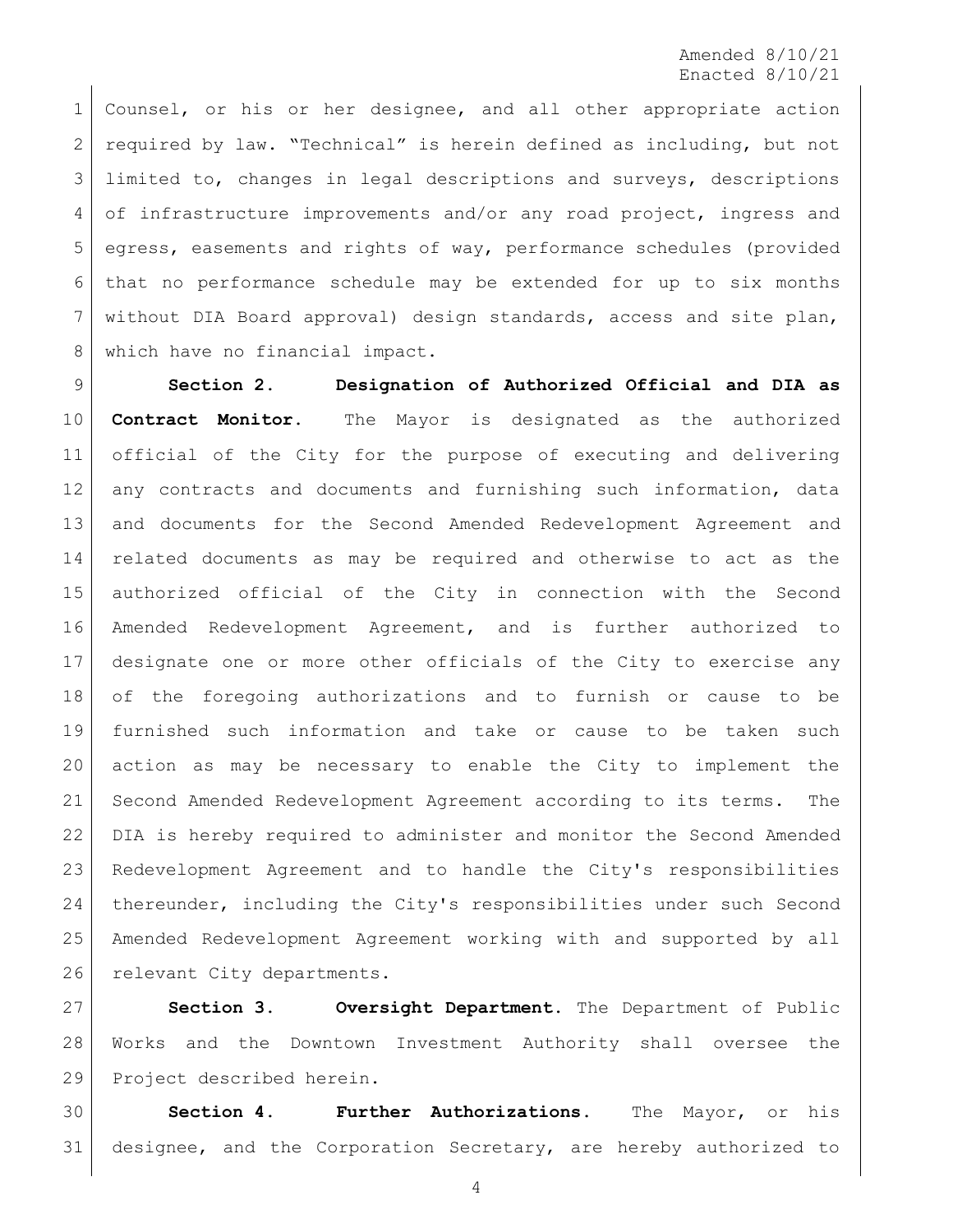Counsel, or his or her designee, and all other appropriate action required by law. "Technical" is herein defined as including, but not limited to, changes in legal descriptions and surveys, descriptions of infrastructure improvements and/or any road project, ingress and egress, easements and rights of way, performance schedules (provided that no performance schedule may be extended for up to six months without DIA Board approval) design standards, access and site plan, which have no financial impact.

**Section 2. Designation of Authorized Official and DIA as Contract Monitor.** The Mayor is designated as the authorized official of the City for the purpose of executing and delivering any contracts and documents and furnishing such information, data and documents for the Second Amended Redevelopment Agreement and related documents as may be required and otherwise to act as the authorized official of the City in connection with the Second Amended Redevelopment Agreement, and is further authorized to designate one or more other officials of the City to exercise any of the foregoing authorizations and to furnish or cause to be furnished such information and take or cause to be taken such action as may be necessary to enable the City to implement the Second Amended Redevelopment Agreement according to its terms. The DIA is hereby required to administer and monitor the Second Amended Redevelopment Agreement and to handle the City's responsibilities thereunder, including the City's responsibilities under such Second Amended Redevelopment Agreement working with and supported by all relevant City departments.

**Section 3. Oversight Department.** The Department of Public Works and the Downtown Investment Authority shall oversee the Project described herein.

**Section 4. Further Authorizations.** The Mayor, or his designee, and the Corporation Secretary, are hereby authorized to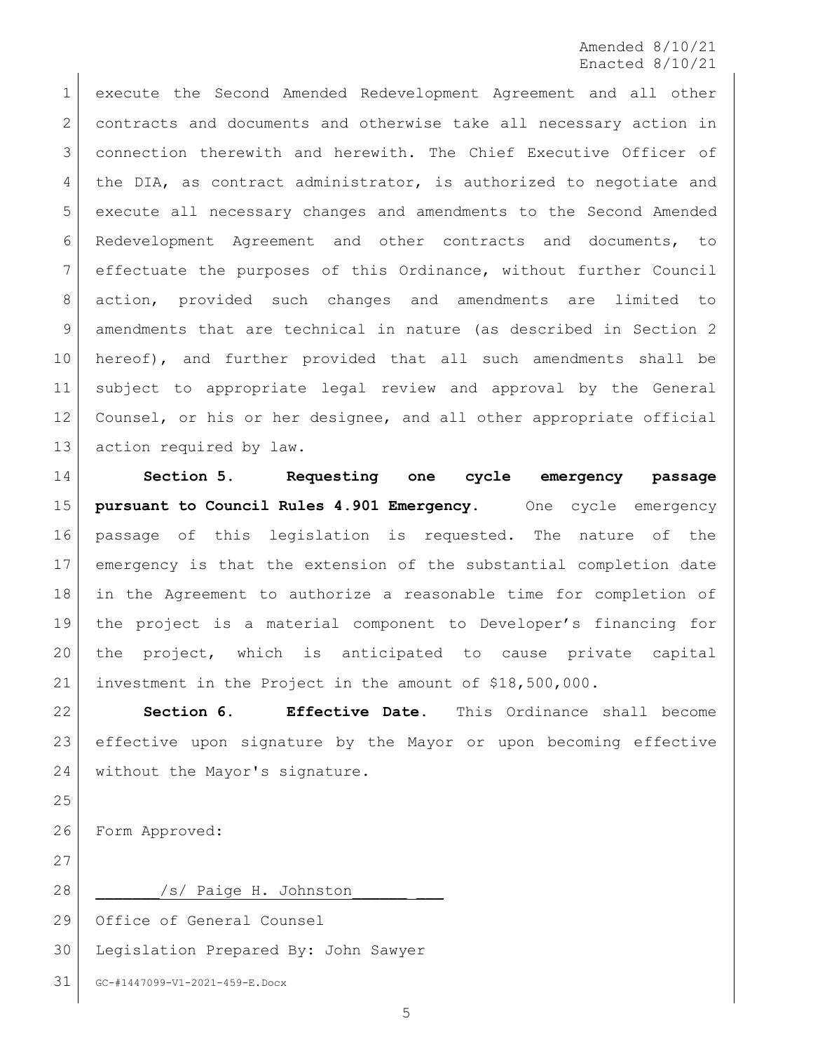Amended 8/10/21
Enacted 8/10/21

execute the Second Amended Redevelopment Agreement and all other contracts and documents and otherwise take all necessary action in connection therewith and herewith. The Chief Executive Officer of the DIA, as contract administrator, is authorized to negotiate and execute all necessary changes and amendments to the Second Amended Redevelopment Agreement and other contracts and documents, to effectuate the purposes of this Ordinance, without further Council action, provided such changes and amendments are limited to amendments that are technical in nature (as described in Section 2 hereof), and further provided that all such amendments shall be subject to appropriate legal review and approval by the General Counsel, or his or her designee, and all other appropriate official action required by law.

**Section 5. Requesting one cycle emergency passage pursuant to Council Rules 4.901 Emergency.** One cycle emergency passage of this legislation is requested. The nature of the emergency is that the extension of the substantial completion date in the Agreement to authorize a reasonable time for completion of the project is a material component to Developer's financing for the project, which is anticipated to cause private capital investment in the Project in the amount of $18,500,000.

**Section 6. Effective Date.** This Ordinance shall become effective upon signature by the Mayor or upon becoming effective without the Mayor's signature.

Form Approved:

/s/ Paige H. Johnston

Office of General Counsel

Legislation Prepared By: John Sawyer

GC-#1447099-V1-2021-459-E.Docx